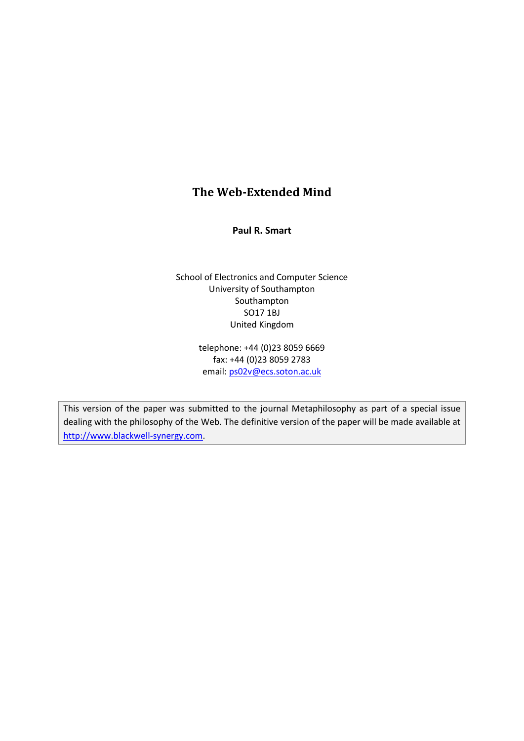# The Web-Extended Mind

**Paul R. Smart**

School of Electronics and Computer Science
University of Southampton
Southampton
SO17 1BJ
United Kingdom

telephone: +44 (0)23 8059 6669
fax: +44 (0)23 8059 2783
email: ps02v@ecs.soton.ac.uk

This version of the paper was submitted to the journal Metaphilosophy as part of a special issue dealing with the philosophy of the Web. The definitive version of the paper will be made available at http://www.blackwell-synergy.com.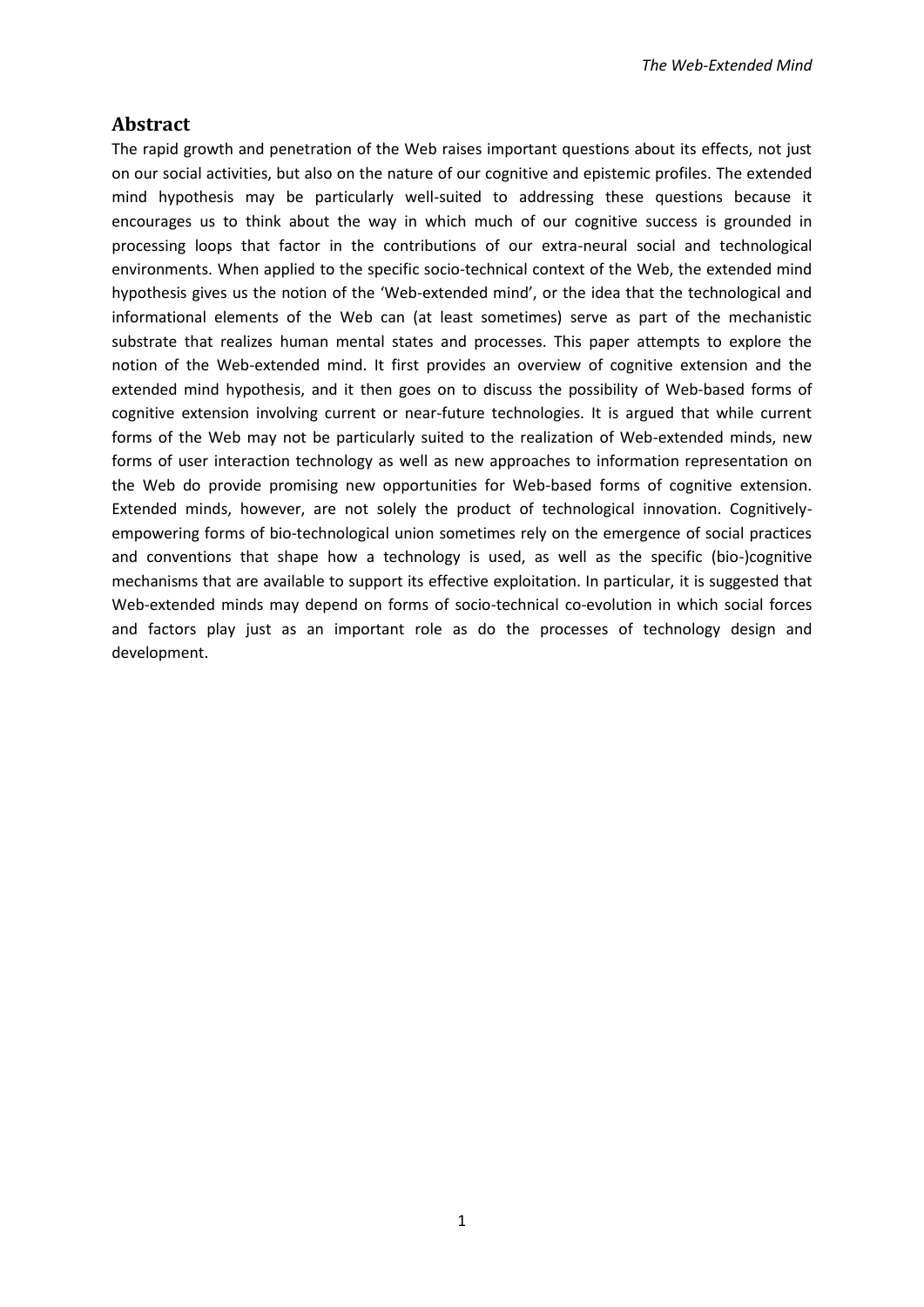## Abstract

The rapid growth and penetration of the Web raises important questions about its effects, not just on our social activities, but also on the nature of our cognitive and epistemic profiles. The extended mind hypothesis may be particularly well-suited to addressing these questions because it encourages us to think about the way in which much of our cognitive success is grounded in processing loops that factor in the contributions of our extra-neural social and technological environments. When applied to the specific socio-technical context of the Web, the extended mind hypothesis gives us the notion of the 'Web-extended mind', or the idea that the technological and informational elements of the Web can (at least sometimes) serve as part of the mechanistic substrate that realizes human mental states and processes. This paper attempts to explore the notion of the Web-extended mind. It first provides an overview of cognitive extension and the extended mind hypothesis, and it then goes on to discuss the possibility of Web-based forms of cognitive extension involving current or near-future technologies. It is argued that while current forms of the Web may not be particularly suited to the realization of Web-extended minds, new forms of user interaction technology as well as new approaches to information representation on the Web do provide promising new opportunities for Web-based forms of cognitive extension. Extended minds, however, are not solely the product of technological innovation. Cognitively-empowering forms of bio-technological union sometimes rely on the emergence of social practices and conventions that shape how a technology is used, as well as the specific (bio-)cognitive mechanisms that are available to support its effective exploitation. In particular, it is suggested that Web-extended minds may depend on forms of socio-technical co-evolution in which social forces and factors play just as an important role as do the processes of technology design and development.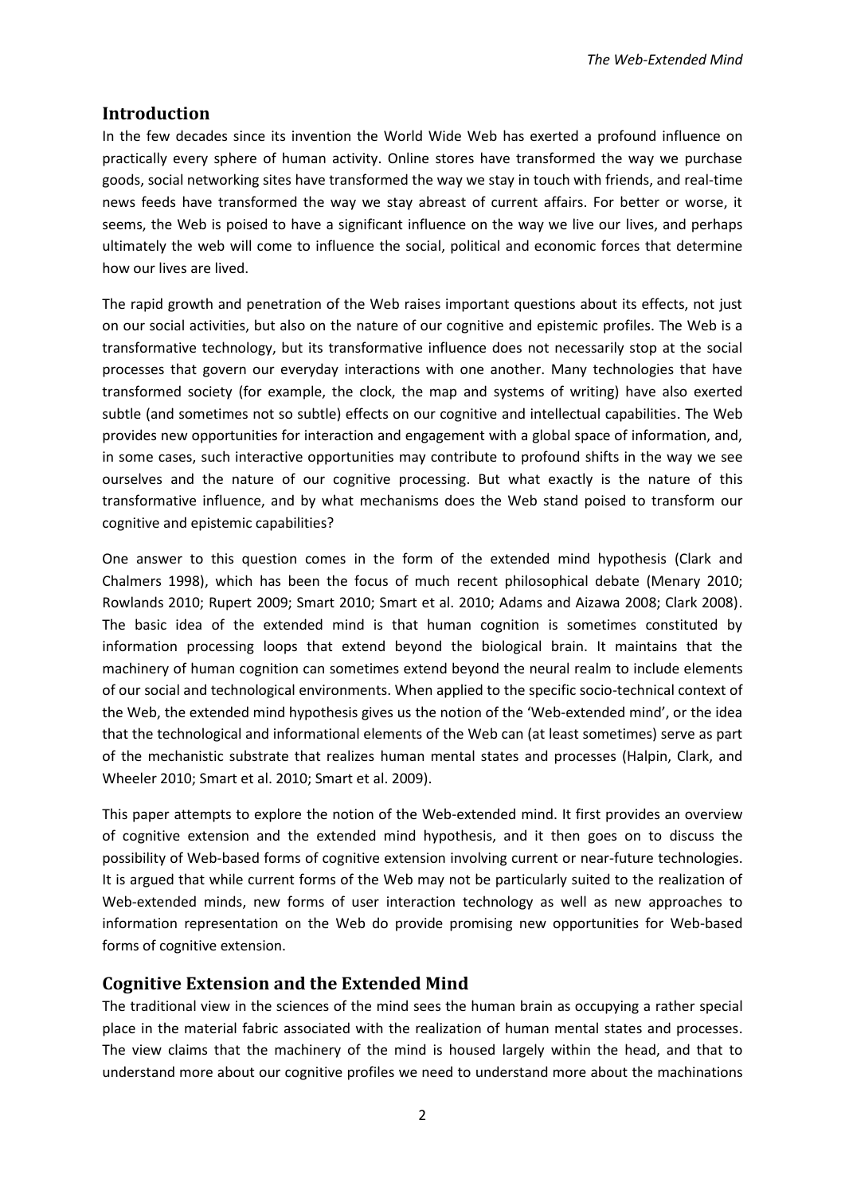## Introduction

In the few decades since its invention the World Wide Web has exerted a profound influence on practically every sphere of human activity. Online stores have transformed the way we purchase goods, social networking sites have transformed the way we stay in touch with friends, and real-time news feeds have transformed the way we stay abreast of current affairs. For better or worse, it seems, the Web is poised to have a significant influence on the way we live our lives, and perhaps ultimately the web will come to influence the social, political and economic forces that determine how our lives are lived.

The rapid growth and penetration of the Web raises important questions about its effects, not just on our social activities, but also on the nature of our cognitive and epistemic profiles. The Web is a transformative technology, but its transformative influence does not necessarily stop at the social processes that govern our everyday interactions with one another. Many technologies that have transformed society (for example, the clock, the map and systems of writing) have also exerted subtle (and sometimes not so subtle) effects on our cognitive and intellectual capabilities. The Web provides new opportunities for interaction and engagement with a global space of information, and, in some cases, such interactive opportunities may contribute to profound shifts in the way we see ourselves and the nature of our cognitive processing. But what exactly is the nature of this transformative influence, and by what mechanisms does the Web stand poised to transform our cognitive and epistemic capabilities?

One answer to this question comes in the form of the extended mind hypothesis (Clark and Chalmers 1998), which has been the focus of much recent philosophical debate (Menary 2010; Rowlands 2010; Rupert 2009; Smart 2010; Smart et al. 2010; Adams and Aizawa 2008; Clark 2008). The basic idea of the extended mind is that human cognition is sometimes constituted by information processing loops that extend beyond the biological brain. It maintains that the machinery of human cognition can sometimes extend beyond the neural realm to include elements of our social and technological environments. When applied to the specific socio-technical context of the Web, the extended mind hypothesis gives us the notion of the 'Web-extended mind', or the idea that the technological and informational elements of the Web can (at least sometimes) serve as part of the mechanistic substrate that realizes human mental states and processes (Halpin, Clark, and Wheeler 2010; Smart et al. 2010; Smart et al. 2009).

This paper attempts to explore the notion of the Web-extended mind. It first provides an overview of cognitive extension and the extended mind hypothesis, and it then goes on to discuss the possibility of Web-based forms of cognitive extension involving current or near-future technologies. It is argued that while current forms of the Web may not be particularly suited to the realization of Web-extended minds, new forms of user interaction technology as well as new approaches to information representation on the Web do provide promising new opportunities for Web-based forms of cognitive extension.

## Cognitive Extension and the Extended Mind

The traditional view in the sciences of the mind sees the human brain as occupying a rather special place in the material fabric associated with the realization of human mental states and processes. The view claims that the machinery of the mind is housed largely within the head, and that to understand more about our cognitive profiles we need to understand more about the machinations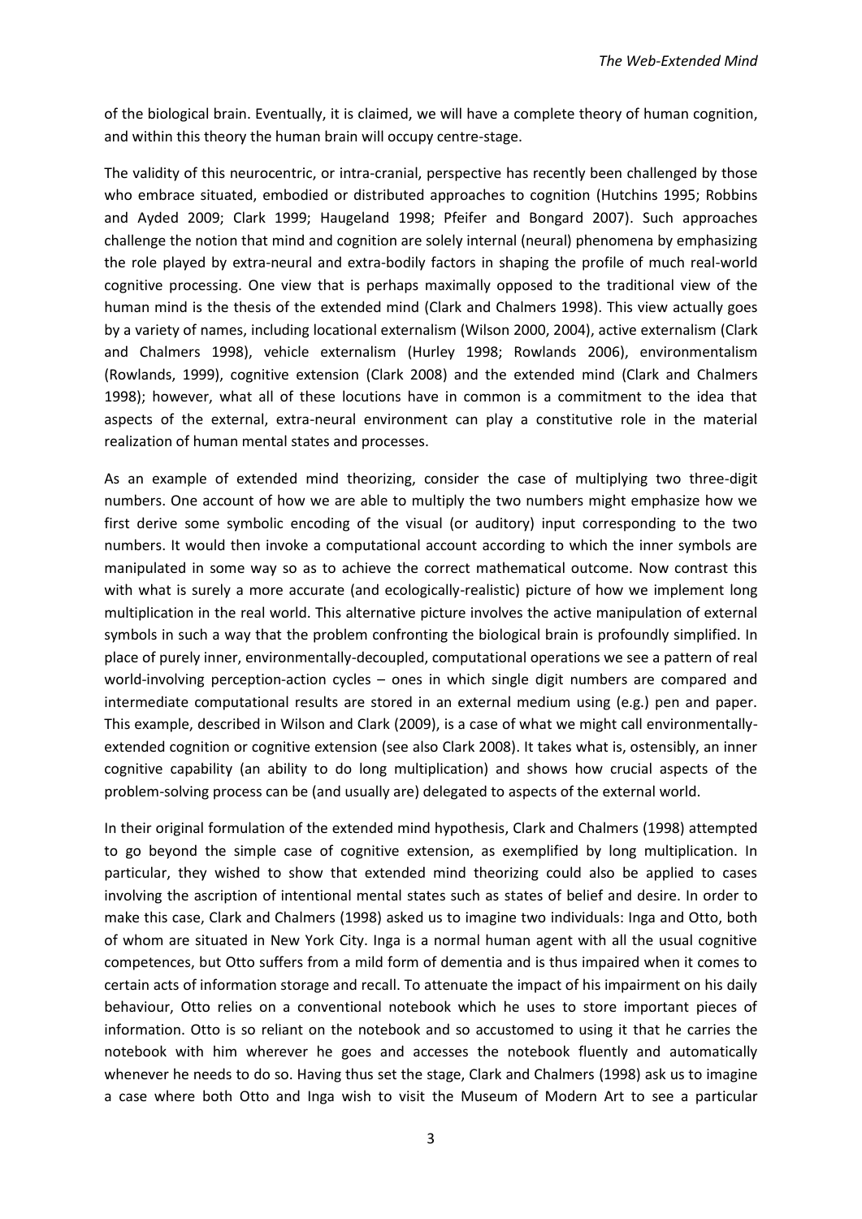of the biological brain. Eventually, it is claimed, we will have a complete theory of human cognition, and within this theory the human brain will occupy centre-stage.

The validity of this neurocentric, or intra-cranial, perspective has recently been challenged by those who embrace situated, embodied or distributed approaches to cognition (Hutchins 1995; Robbins and Ayded 2009; Clark 1999; Haugeland 1998; Pfeifer and Bongard 2007). Such approaches challenge the notion that mind and cognition are solely internal (neural) phenomena by emphasizing the role played by extra-neural and extra-bodily factors in shaping the profile of much real-world cognitive processing. One view that is perhaps maximally opposed to the traditional view of the human mind is the thesis of the extended mind (Clark and Chalmers 1998). This view actually goes by a variety of names, including locational externalism (Wilson 2000, 2004), active externalism (Clark and Chalmers 1998), vehicle externalism (Hurley 1998; Rowlands 2006), environmentalism (Rowlands, 1999), cognitive extension (Clark 2008) and the extended mind (Clark and Chalmers 1998); however, what all of these locutions have in common is a commitment to the idea that aspects of the external, extra-neural environment can play a constitutive role in the material realization of human mental states and processes.

As an example of extended mind theorizing, consider the case of multiplying two three-digit numbers. One account of how we are able to multiply the two numbers might emphasize how we first derive some symbolic encoding of the visual (or auditory) input corresponding to the two numbers. It would then invoke a computational account according to which the inner symbols are manipulated in some way so as to achieve the correct mathematical outcome. Now contrast this with what is surely a more accurate (and ecologically-realistic) picture of how we implement long multiplication in the real world. This alternative picture involves the active manipulation of external symbols in such a way that the problem confronting the biological brain is profoundly simplified. In place of purely inner, environmentally-decoupled, computational operations we see a pattern of real world-involving perception-action cycles – ones in which single digit numbers are compared and intermediate computational results are stored in an external medium using (e.g.) pen and paper. This example, described in Wilson and Clark (2009), is a case of what we might call environmentally-extended cognition or cognitive extension (see also Clark 2008). It takes what is, ostensibly, an inner cognitive capability (an ability to do long multiplication) and shows how crucial aspects of the problem-solving process can be (and usually are) delegated to aspects of the external world.

In their original formulation of the extended mind hypothesis, Clark and Chalmers (1998) attempted to go beyond the simple case of cognitive extension, as exemplified by long multiplication. In particular, they wished to show that extended mind theorizing could also be applied to cases involving the ascription of intentional mental states such as states of belief and desire. In order to make this case, Clark and Chalmers (1998) asked us to imagine two individuals: Inga and Otto, both of whom are situated in New York City. Inga is a normal human agent with all the usual cognitive competences, but Otto suffers from a mild form of dementia and is thus impaired when it comes to certain acts of information storage and recall. To attenuate the impact of his impairment on his daily behaviour, Otto relies on a conventional notebook which he uses to store important pieces of information. Otto is so reliant on the notebook and so accustomed to using it that he carries the notebook with him wherever he goes and accesses the notebook fluently and automatically whenever he needs to do so. Having thus set the stage, Clark and Chalmers (1998) ask us to imagine a case where both Otto and Inga wish to visit the Museum of Modern Art to see a particular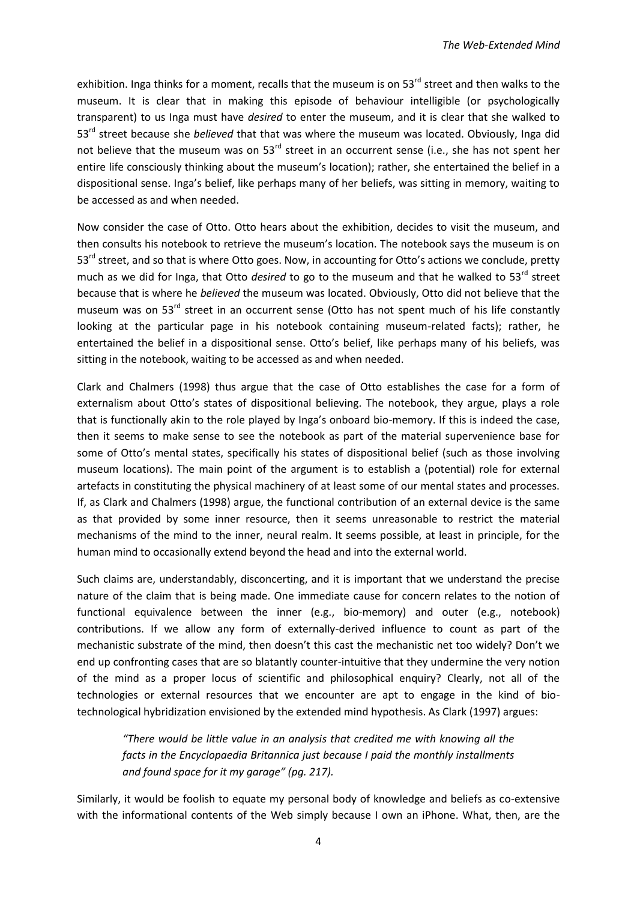exhibition. Inga thinks for a moment, recalls that the museum is on 53rd street and then walks to the museum. It is clear that in making this episode of behaviour intelligible (or psychologically transparent) to us Inga must have *desired* to enter the museum, and it is clear that she walked to 53rd street because she *believed* that that was where the museum was located. Obviously, Inga did not believe that the museum was on 53rd street in an occurrent sense (i.e., she has not spent her entire life consciously thinking about the museum's location); rather, she entertained the belief in a dispositional sense. Inga's belief, like perhaps many of her beliefs, was sitting in memory, waiting to be accessed as and when needed.

Now consider the case of Otto. Otto hears about the exhibition, decides to visit the museum, and then consults his notebook to retrieve the museum's location. The notebook says the museum is on 53rd street, and so that is where Otto goes. Now, in accounting for Otto's actions we conclude, pretty much as we did for Inga, that Otto *desired* to go to the museum and that he walked to 53rd street because that is where he *believed* the museum was located. Obviously, Otto did not believe that the museum was on 53rd street in an occurrent sense (Otto has not spent much of his life constantly looking at the particular page in his notebook containing museum-related facts); rather, he entertained the belief in a dispositional sense. Otto's belief, like perhaps many of his beliefs, was sitting in the notebook, waiting to be accessed as and when needed.

Clark and Chalmers (1998) thus argue that the case of Otto establishes the case for a form of externalism about Otto's states of dispositional believing. The notebook, they argue, plays a role that is functionally akin to the role played by Inga's onboard bio-memory. If this is indeed the case, then it seems to make sense to see the notebook as part of the material supervenience base for some of Otto's mental states, specifically his states of dispositional belief (such as those involving museum locations). The main point of the argument is to establish a (potential) role for external artefacts in constituting the physical machinery of at least some of our mental states and processes. If, as Clark and Chalmers (1998) argue, the functional contribution of an external device is the same as that provided by some inner resource, then it seems unreasonable to restrict the material mechanisms of the mind to the inner, neural realm. It seems possible, at least in principle, for the human mind to occasionally extend beyond the head and into the external world.

Such claims are, understandably, disconcerting, and it is important that we understand the precise nature of the claim that is being made. One immediate cause for concern relates to the notion of functional equivalence between the inner (e.g., bio-memory) and outer (e.g., notebook) contributions. If we allow any form of externally-derived influence to count as part of the mechanistic substrate of the mind, then doesn't this cast the mechanistic net too widely? Don't we end up confronting cases that are so blatantly counter-intuitive that they undermine the very notion of the mind as a proper locus of scientific and philosophical enquiry? Clearly, not all of the technologies or external resources that we encounter are apt to engage in the kind of bio-technological hybridization envisioned by the extended mind hypothesis. As Clark (1997) argues:

> *"There would be little value in an analysis that credited me with knowing all the facts in the Encyclopaedia Britannica just because I paid the monthly installments and found space for it my garage" (pg. 217).*

Similarly, it would be foolish to equate my personal body of knowledge and beliefs as co-extensive with the informational contents of the Web simply because I own an iPhone. What, then, are the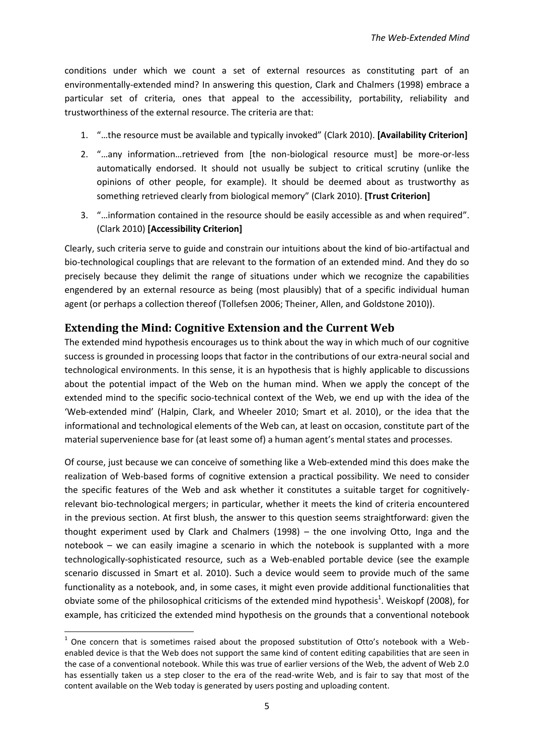conditions under which we count a set of external resources as constituting part of an environmentally-extended mind? In answering this question, Clark and Chalmers (1998) embrace a particular set of criteria, ones that appeal to the accessibility, portability, reliability and trustworthiness of the external resource. The criteria are that:

1. "…the resource must be available and typically invoked" (Clark 2010). **[Availability Criterion]**
2. "…any information…retrieved from [the non-biological resource must] be more-or-less automatically endorsed. It should not usually be subject to critical scrutiny (unlike the opinions of other people, for example). It should be deemed about as trustworthy as something retrieved clearly from biological memory" (Clark 2010). **[Trust Criterion]**
3. "…information contained in the resource should be easily accessible as and when required". (Clark 2010) **[Accessibility Criterion]**

Clearly, such criteria serve to guide and constrain our intuitions about the kind of bio-artifactual and bio-technological couplings that are relevant to the formation of an extended mind. And they do so precisely because they delimit the range of situations under which we recognize the capabilities engendered by an external resource as being (most plausibly) that of a specific individual human agent (or perhaps a collection thereof (Tollefsen 2006; Theiner, Allen, and Goldstone 2010)).

## Extending the Mind: Cognitive Extension and the Current Web

The extended mind hypothesis encourages us to think about the way in which much of our cognitive success is grounded in processing loops that factor in the contributions of our extra-neural social and technological environments. In this sense, it is an hypothesis that is highly applicable to discussions about the potential impact of the Web on the human mind. When we apply the concept of the extended mind to the specific socio-technical context of the Web, we end up with the idea of the 'Web-extended mind' (Halpin, Clark, and Wheeler 2010; Smart et al. 2010), or the idea that the informational and technological elements of the Web can, at least on occasion, constitute part of the material supervenience base for (at least some of) a human agent's mental states and processes.

Of course, just because we can conceive of something like a Web-extended mind this does make the realization of Web-based forms of cognitive extension a practical possibility. We need to consider the specific features of the Web and ask whether it constitutes a suitable target for cognitively-relevant bio-technological mergers; in particular, whether it meets the kind of criteria encountered in the previous section. At first blush, the answer to this question seems straightforward: given the thought experiment used by Clark and Chalmers (1998) – the one involving Otto, Inga and the notebook – we can easily imagine a scenario in which the notebook is supplanted with a more technologically-sophisticated resource, such as a Web-enabled portable device (see the example scenario discussed in Smart et al. 2010). Such a device would seem to provide much of the same functionality as a notebook, and, in some cases, it might even provide additional functionalities that obviate some of the philosophical criticisms of the extended mind hypothesis[1]. Weiskopf (2008), for example, has criticized the extended mind hypothesis on the grounds that a conventional notebook

[1] One concern that is sometimes raised about the proposed substitution of Otto's notebook with a Web-enabled device is that the Web does not support the same kind of content editing capabilities that are seen in the case of a conventional notebook. While this was true of earlier versions of the Web, the advent of Web 2.0 has essentially taken us a step closer to the era of the read-write Web, and is fair to say that most of the content available on the Web today is generated by users posting and uploading content.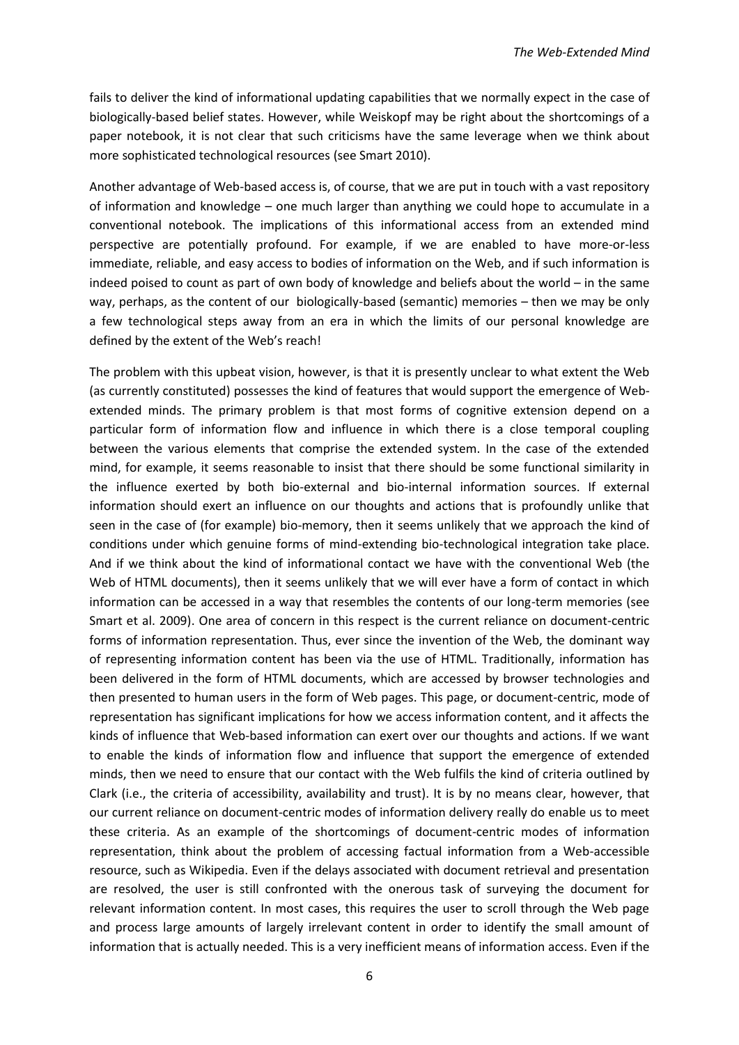fails to deliver the kind of informational updating capabilities that we normally expect in the case of biologically-based belief states. However, while Weiskopf may be right about the shortcomings of a paper notebook, it is not clear that such criticisms have the same leverage when we think about more sophisticated technological resources (see Smart 2010).

Another advantage of Web-based access is, of course, that we are put in touch with a vast repository of information and knowledge – one much larger than anything we could hope to accumulate in a conventional notebook. The implications of this informational access from an extended mind perspective are potentially profound. For example, if we are enabled to have more-or-less immediate, reliable, and easy access to bodies of information on the Web, and if such information is indeed poised to count as part of own body of knowledge and beliefs about the world – in the same way, perhaps, as the content of our biologically-based (semantic) memories – then we may be only a few technological steps away from an era in which the limits of our personal knowledge are defined by the extent of the Web's reach!

The problem with this upbeat vision, however, is that it is presently unclear to what extent the Web (as currently constituted) possesses the kind of features that would support the emergence of Web-extended minds. The primary problem is that most forms of cognitive extension depend on a particular form of information flow and influence in which there is a close temporal coupling between the various elements that comprise the extended system. In the case of the extended mind, for example, it seems reasonable to insist that there should be some functional similarity in the influence exerted by both bio-external and bio-internal information sources. If external information should exert an influence on our thoughts and actions that is profoundly unlike that seen in the case of (for example) bio-memory, then it seems unlikely that we approach the kind of conditions under which genuine forms of mind-extending bio-technological integration take place. And if we think about the kind of informational contact we have with the conventional Web (the Web of HTML documents), then it seems unlikely that we will ever have a form of contact in which information can be accessed in a way that resembles the contents of our long-term memories (see Smart et al. 2009). One area of concern in this respect is the current reliance on document-centric forms of information representation. Thus, ever since the invention of the Web, the dominant way of representing information content has been via the use of HTML. Traditionally, information has been delivered in the form of HTML documents, which are accessed by browser technologies and then presented to human users in the form of Web pages. This page, or document-centric, mode of representation has significant implications for how we access information content, and it affects the kinds of influence that Web-based information can exert over our thoughts and actions. If we want to enable the kinds of information flow and influence that support the emergence of extended minds, then we need to ensure that our contact with the Web fulfils the kind of criteria outlined by Clark (i.e., the criteria of accessibility, availability and trust). It is by no means clear, however, that our current reliance on document-centric modes of information delivery really do enable us to meet these criteria. As an example of the shortcomings of document-centric modes of information representation, think about the problem of accessing factual information from a Web-accessible resource, such as Wikipedia. Even if the delays associated with document retrieval and presentation are resolved, the user is still confronted with the onerous task of surveying the document for relevant information content. In most cases, this requires the user to scroll through the Web page and process large amounts of largely irrelevant content in order to identify the small amount of information that is actually needed. This is a very inefficient means of information access. Even if the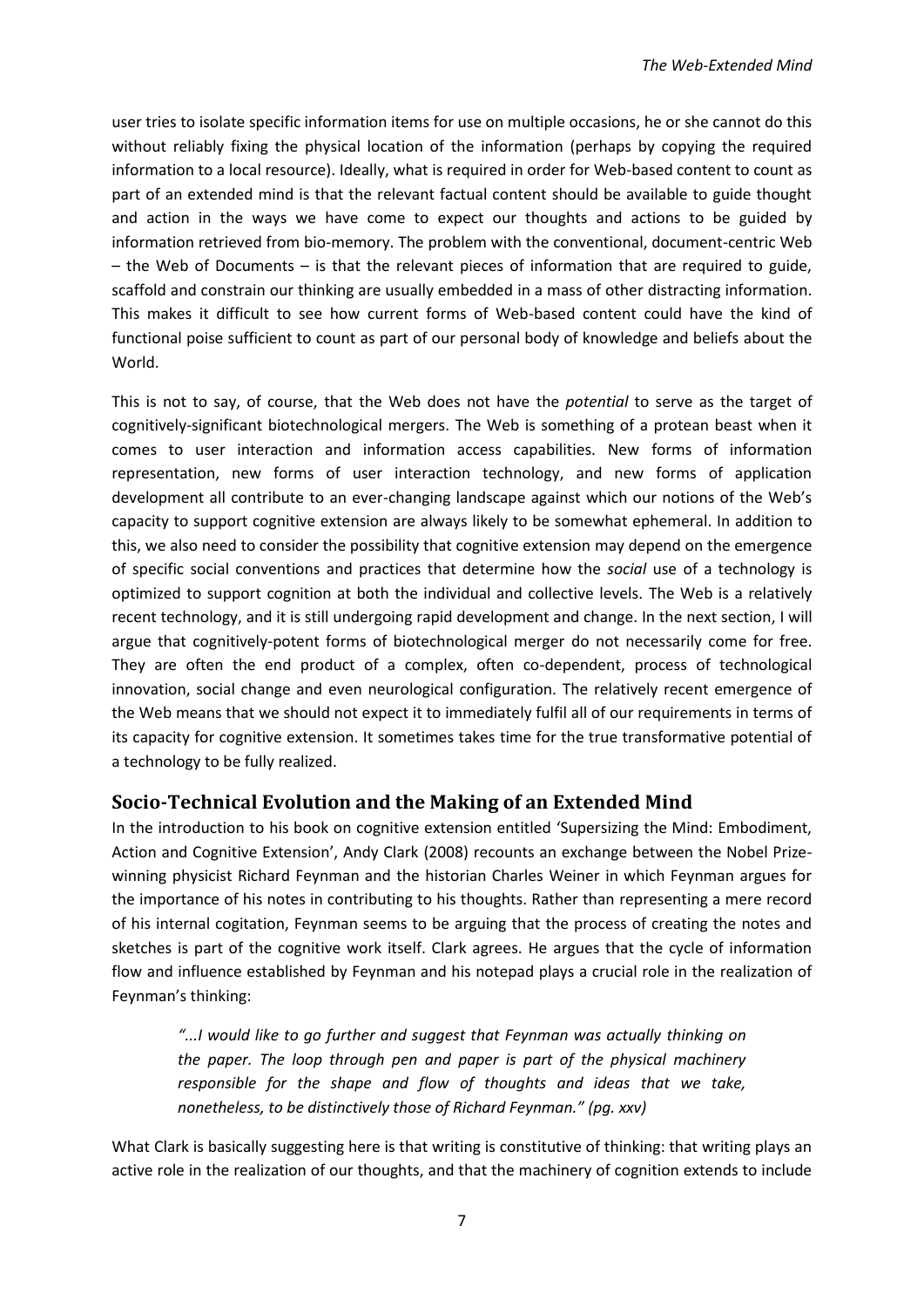user tries to isolate specific information items for use on multiple occasions, he or she cannot do this without reliably fixing the physical location of the information (perhaps by copying the required information to a local resource). Ideally, what is required in order for Web-based content to count as part of an extended mind is that the relevant factual content should be available to guide thought and action in the ways we have come to expect our thoughts and actions to be guided by information retrieved from bio-memory. The problem with the conventional, document-centric Web – the Web of Documents – is that the relevant pieces of information that are required to guide, scaffold and constrain our thinking are usually embedded in a mass of other distracting information. This makes it difficult to see how current forms of Web-based content could have the kind of functional poise sufficient to count as part of our personal body of knowledge and beliefs about the World.

This is not to say, of course, that the Web does not have the *potential* to serve as the target of cognitively-significant biotechnological mergers. The Web is something of a protean beast when it comes to user interaction and information access capabilities. New forms of information representation, new forms of user interaction technology, and new forms of application development all contribute to an ever-changing landscape against which our notions of the Web's capacity to support cognitive extension are always likely to be somewhat ephemeral. In addition to this, we also need to consider the possibility that cognitive extension may depend on the emergence of specific social conventions and practices that determine how the *social* use of a technology is optimized to support cognition at both the individual and collective levels. The Web is a relatively recent technology, and it is still undergoing rapid development and change. In the next section, I will argue that cognitively-potent forms of biotechnological merger do not necessarily come for free. They are often the end product of a complex, often co-dependent, process of technological innovation, social change and even neurological configuration. The relatively recent emergence of the Web means that we should not expect it to immediately fulfil all of our requirements in terms of its capacity for cognitive extension. It sometimes takes time for the true transformative potential of a technology to be fully realized.

## Socio-Technical Evolution and the Making of an Extended Mind

In the introduction to his book on cognitive extension entitled 'Supersizing the Mind: Embodiment, Action and Cognitive Extension', Andy Clark (2008) recounts an exchange between the Nobel Prize-winning physicist Richard Feynman and the historian Charles Weiner in which Feynman argues for the importance of his notes in contributing to his thoughts. Rather than representing a mere record of his internal cogitation, Feynman seems to be arguing that the process of creating the notes and sketches is part of the cognitive work itself. Clark agrees. He argues that the cycle of information flow and influence established by Feynman and his notepad plays a crucial role in the realization of Feynman's thinking:

> *"...I would like to go further and suggest that Feynman was actually thinking on the paper. The loop through pen and paper is part of the physical machinery responsible for the shape and flow of thoughts and ideas that we take, nonetheless, to be distinctively those of Richard Feynman." (pg. xxv)*

What Clark is basically suggesting here is that writing is constitutive of thinking: that writing plays an active role in the realization of our thoughts, and that the machinery of cognition extends to include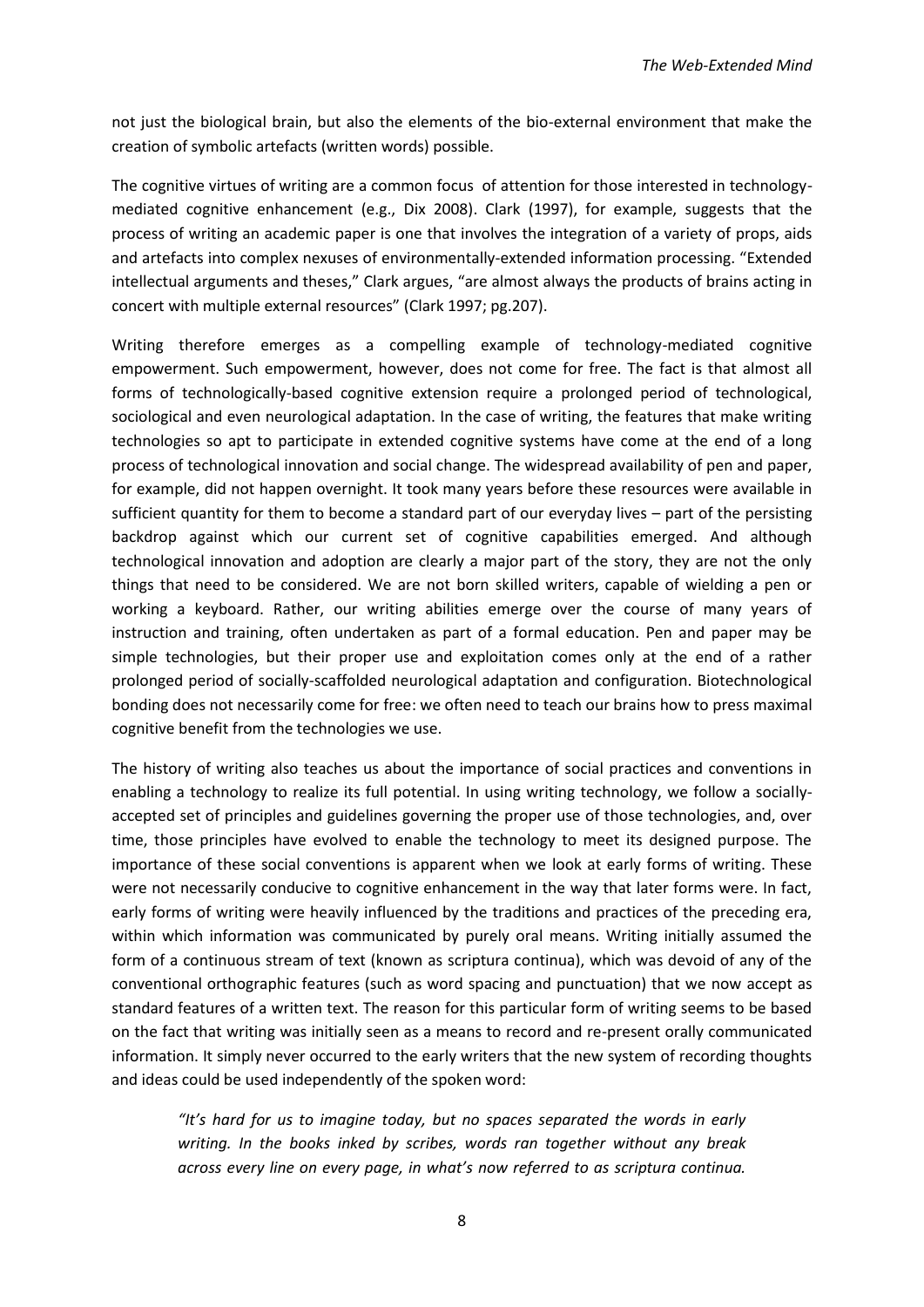not just the biological brain, but also the elements of the bio-external environment that make the creation of symbolic artefacts (written words) possible.

The cognitive virtues of writing are a common focus of attention for those interested in technology-mediated cognitive enhancement (e.g., Dix 2008). Clark (1997), for example, suggests that the process of writing an academic paper is one that involves the integration of a variety of props, aids and artefacts into complex nexuses of environmentally-extended information processing. "Extended intellectual arguments and theses," Clark argues, "are almost always the products of brains acting in concert with multiple external resources" (Clark 1997; pg.207).

Writing therefore emerges as a compelling example of technology-mediated cognitive empowerment. Such empowerment, however, does not come for free. The fact is that almost all forms of technologically-based cognitive extension require a prolonged period of technological, sociological and even neurological adaptation. In the case of writing, the features that make writing technologies so apt to participate in extended cognitive systems have come at the end of a long process of technological innovation and social change. The widespread availability of pen and paper, for example, did not happen overnight. It took many years before these resources were available in sufficient quantity for them to become a standard part of our everyday lives – part of the persisting backdrop against which our current set of cognitive capabilities emerged. And although technological innovation and adoption are clearly a major part of the story, they are not the only things that need to be considered. We are not born skilled writers, capable of wielding a pen or working a keyboard. Rather, our writing abilities emerge over the course of many years of instruction and training, often undertaken as part of a formal education. Pen and paper may be simple technologies, but their proper use and exploitation comes only at the end of a rather prolonged period of socially-scaffolded neurological adaptation and configuration. Biotechnological bonding does not necessarily come for free: we often need to teach our brains how to press maximal cognitive benefit from the technologies we use.

The history of writing also teaches us about the importance of social practices and conventions in enabling a technology to realize its full potential. In using writing technology, we follow a socially-accepted set of principles and guidelines governing the proper use of those technologies, and, over time, those principles have evolved to enable the technology to meet its designed purpose. The importance of these social conventions is apparent when we look at early forms of writing. These were not necessarily conducive to cognitive enhancement in the way that later forms were. In fact, early forms of writing were heavily influenced by the traditions and practices of the preceding era, within which information was communicated by purely oral means. Writing initially assumed the form of a continuous stream of text (known as scriptura continua), which was devoid of any of the conventional orthographic features (such as word spacing and punctuation) that we now accept as standard features of a written text. The reason for this particular form of writing seems to be based on the fact that writing was initially seen as a means to record and re-present orally communicated information. It simply never occurred to the early writers that the new system of recording thoughts and ideas could be used independently of the spoken word:

> *"It's hard for us to imagine today, but no spaces separated the words in early writing. In the books inked by scribes, words ran together without any break across every line on every page, in what's now referred to as scriptura continua.*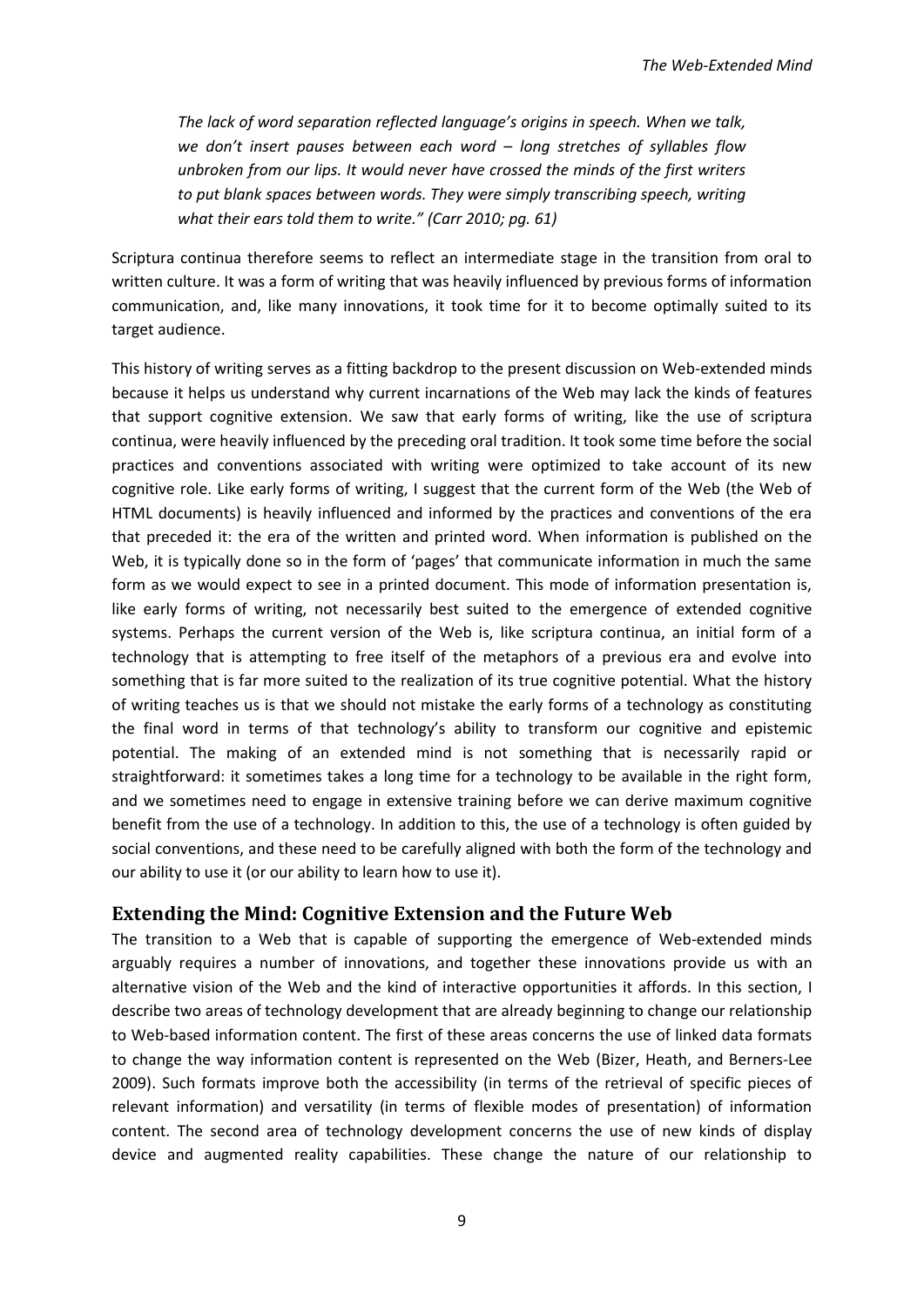*The lack of word separation reflected language's origins in speech. When we talk, we don't insert pauses between each word – long stretches of syllables flow unbroken from our lips. It would never have crossed the minds of the first writers to put blank spaces between words. They were simply transcribing speech, writing what their ears told them to write." (Carr 2010; pg. 61)*

Scriptura continua therefore seems to reflect an intermediate stage in the transition from oral to written culture. It was a form of writing that was heavily influenced by previous forms of information communication, and, like many innovations, it took time for it to become optimally suited to its target audience.

This history of writing serves as a fitting backdrop to the present discussion on Web-extended minds because it helps us understand why current incarnations of the Web may lack the kinds of features that support cognitive extension. We saw that early forms of writing, like the use of scriptura continua, were heavily influenced by the preceding oral tradition. It took some time before the social practices and conventions associated with writing were optimized to take account of its new cognitive role. Like early forms of writing, I suggest that the current form of the Web (the Web of HTML documents) is heavily influenced and informed by the practices and conventions of the era that preceded it: the era of the written and printed word. When information is published on the Web, it is typically done so in the form of 'pages' that communicate information in much the same form as we would expect to see in a printed document. This mode of information presentation is, like early forms of writing, not necessarily best suited to the emergence of extended cognitive systems. Perhaps the current version of the Web is, like scriptura continua, an initial form of a technology that is attempting to free itself of the metaphors of a previous era and evolve into something that is far more suited to the realization of its true cognitive potential. What the history of writing teaches us is that we should not mistake the early forms of a technology as constituting the final word in terms of that technology's ability to transform our cognitive and epistemic potential. The making of an extended mind is not something that is necessarily rapid or straightforward: it sometimes takes a long time for a technology to be available in the right form, and we sometimes need to engage in extensive training before we can derive maximum cognitive benefit from the use of a technology. In addition to this, the use of a technology is often guided by social conventions, and these need to be carefully aligned with both the form of the technology and our ability to use it (or our ability to learn how to use it).

## Extending the Mind: Cognitive Extension and the Future Web

The transition to a Web that is capable of supporting the emergence of Web-extended minds arguably requires a number of innovations, and together these innovations provide us with an alternative vision of the Web and the kind of interactive opportunities it affords. In this section, I describe two areas of technology development that are already beginning to change our relationship to Web-based information content. The first of these areas concerns the use of linked data formats to change the way information content is represented on the Web (Bizer, Heath, and Berners-Lee 2009). Such formats improve both the accessibility (in terms of the retrieval of specific pieces of relevant information) and versatility (in terms of flexible modes of presentation) of information content. The second area of technology development concerns the use of new kinds of display device and augmented reality capabilities. These change the nature of our relationship to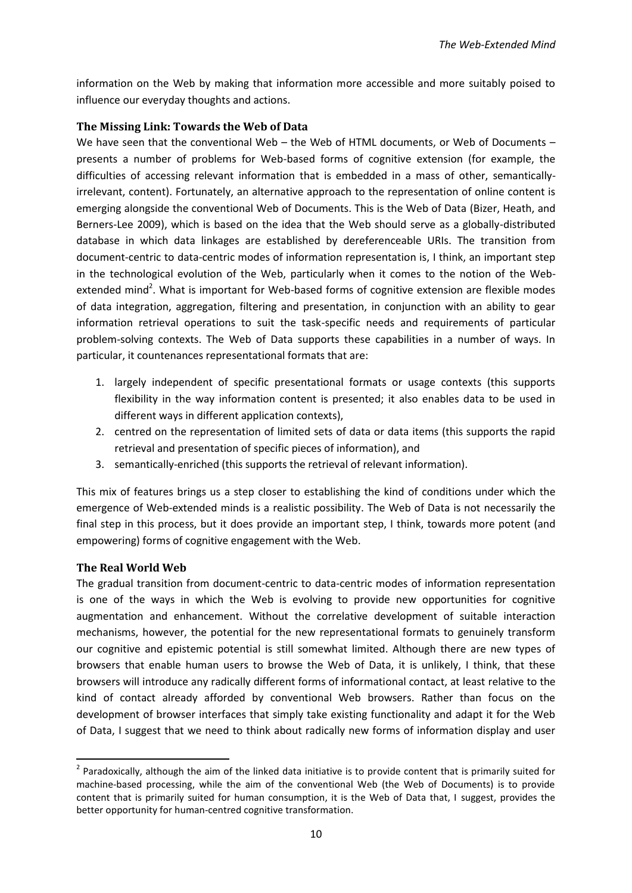information on the Web by making that information more accessible and more suitably poised to influence our everyday thoughts and actions.

### The Missing Link: Towards the Web of Data

We have seen that the conventional Web – the Web of HTML documents, or Web of Documents – presents a number of problems for Web-based forms of cognitive extension (for example, the difficulties of accessing relevant information that is embedded in a mass of other, semantically-irrelevant, content). Fortunately, an alternative approach to the representation of online content is emerging alongside the conventional Web of Documents. This is the Web of Data (Bizer, Heath, and Berners-Lee 2009), which is based on the idea that the Web should serve as a globally-distributed database in which data linkages are established by dereferenceable URIs. The transition from document-centric to data-centric modes of information representation is, I think, an important step in the technological evolution of the Web, particularly when it comes to the notion of the Web-extended mind[2]. What is important for Web-based forms of cognitive extension are flexible modes of data integration, aggregation, filtering and presentation, in conjunction with an ability to gear information retrieval operations to suit the task-specific needs and requirements of particular problem-solving contexts. The Web of Data supports these capabilities in a number of ways. In particular, it countenances representational formats that are:

1. largely independent of specific presentational formats or usage contexts (this supports flexibility in the way information content is presented; it also enables data to be used in different ways in different application contexts),
2. centred on the representation of limited sets of data or data items (this supports the rapid retrieval and presentation of specific pieces of information), and
3. semantically-enriched (this supports the retrieval of relevant information).

This mix of features brings us a step closer to establishing the kind of conditions under which the emergence of Web-extended minds is a realistic possibility. The Web of Data is not necessarily the final step in this process, but it does provide an important step, I think, towards more potent (and empowering) forms of cognitive engagement with the Web.

### The Real World Web

The gradual transition from document-centric to data-centric modes of information representation is one of the ways in which the Web is evolving to provide new opportunities for cognitive augmentation and enhancement. Without the correlative development of suitable interaction mechanisms, however, the potential for the new representational formats to genuinely transform our cognitive and epistemic potential is still somewhat limited. Although there are new types of browsers that enable human users to browse the Web of Data, it is unlikely, I think, that these browsers will introduce any radically different forms of informational contact, at least relative to the kind of contact already afforded by conventional Web browsers. Rather than focus on the development of browser interfaces that simply take existing functionality and adapt it for the Web of Data, I suggest that we need to think about radically new forms of information display and user

[2] Paradoxically, although the aim of the linked data initiative is to provide content that is primarily suited for machine-based processing, while the aim of the conventional Web (the Web of Documents) is to provide content that is primarily suited for human consumption, it is the Web of Data that, I suggest, provides the better opportunity for human-centred cognitive transformation.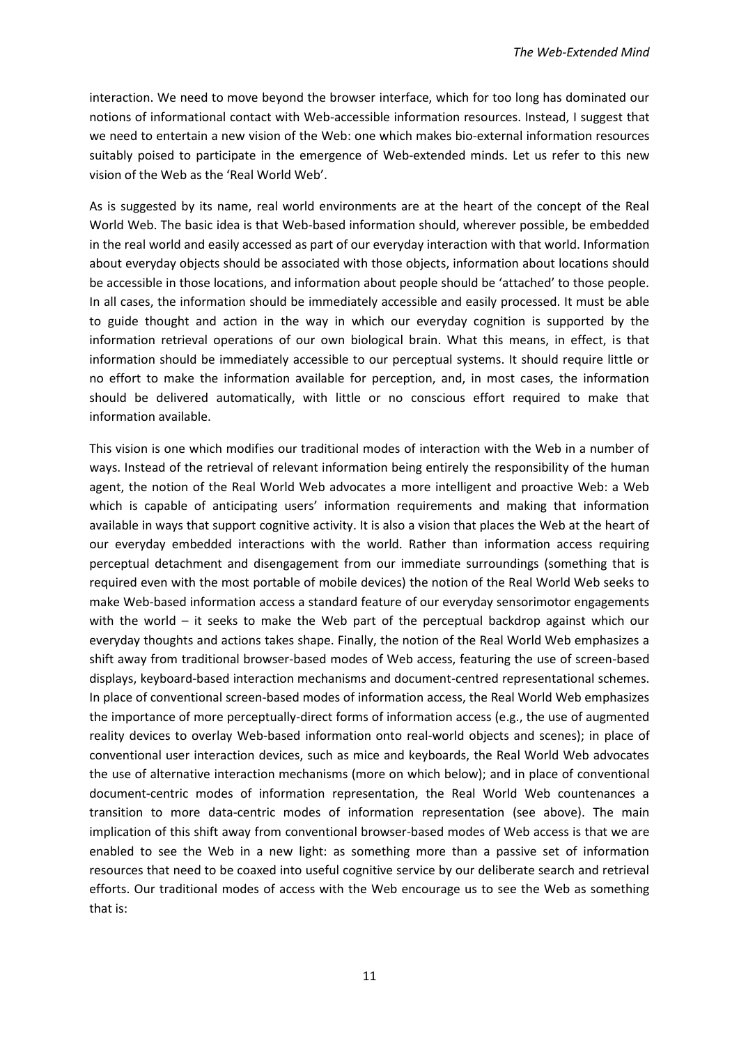interaction. We need to move beyond the browser interface, which for too long has dominated our notions of informational contact with Web-accessible information resources. Instead, I suggest that we need to entertain a new vision of the Web: one which makes bio-external information resources suitably poised to participate in the emergence of Web-extended minds. Let us refer to this new vision of the Web as the 'Real World Web'.

As is suggested by its name, real world environments are at the heart of the concept of the Real World Web. The basic idea is that Web-based information should, wherever possible, be embedded in the real world and easily accessed as part of our everyday interaction with that world. Information about everyday objects should be associated with those objects, information about locations should be accessible in those locations, and information about people should be 'attached' to those people. In all cases, the information should be immediately accessible and easily processed. It must be able to guide thought and action in the way in which our everyday cognition is supported by the information retrieval operations of our own biological brain. What this means, in effect, is that information should be immediately accessible to our perceptual systems. It should require little or no effort to make the information available for perception, and, in most cases, the information should be delivered automatically, with little or no conscious effort required to make that information available.

This vision is one which modifies our traditional modes of interaction with the Web in a number of ways. Instead of the retrieval of relevant information being entirely the responsibility of the human agent, the notion of the Real World Web advocates a more intelligent and proactive Web: a Web which is capable of anticipating users' information requirements and making that information available in ways that support cognitive activity. It is also a vision that places the Web at the heart of our everyday embedded interactions with the world. Rather than information access requiring perceptual detachment and disengagement from our immediate surroundings (something that is required even with the most portable of mobile devices) the notion of the Real World Web seeks to make Web-based information access a standard feature of our everyday sensorimotor engagements with the world – it seeks to make the Web part of the perceptual backdrop against which our everyday thoughts and actions takes shape. Finally, the notion of the Real World Web emphasizes a shift away from traditional browser-based modes of Web access, featuring the use of screen-based displays, keyboard-based interaction mechanisms and document-centred representational schemes. In place of conventional screen-based modes of information access, the Real World Web emphasizes the importance of more perceptually-direct forms of information access (e.g., the use of augmented reality devices to overlay Web-based information onto real-world objects and scenes); in place of conventional user interaction devices, such as mice and keyboards, the Real World Web advocates the use of alternative interaction mechanisms (more on which below); and in place of conventional document-centric modes of information representation, the Real World Web countenances a transition to more data-centric modes of information representation (see above). The main implication of this shift away from conventional browser-based modes of Web access is that we are enabled to see the Web in a new light: as something more than a passive set of information resources that need to be coaxed into useful cognitive service by our deliberate search and retrieval efforts. Our traditional modes of access with the Web encourage us to see the Web as something that is: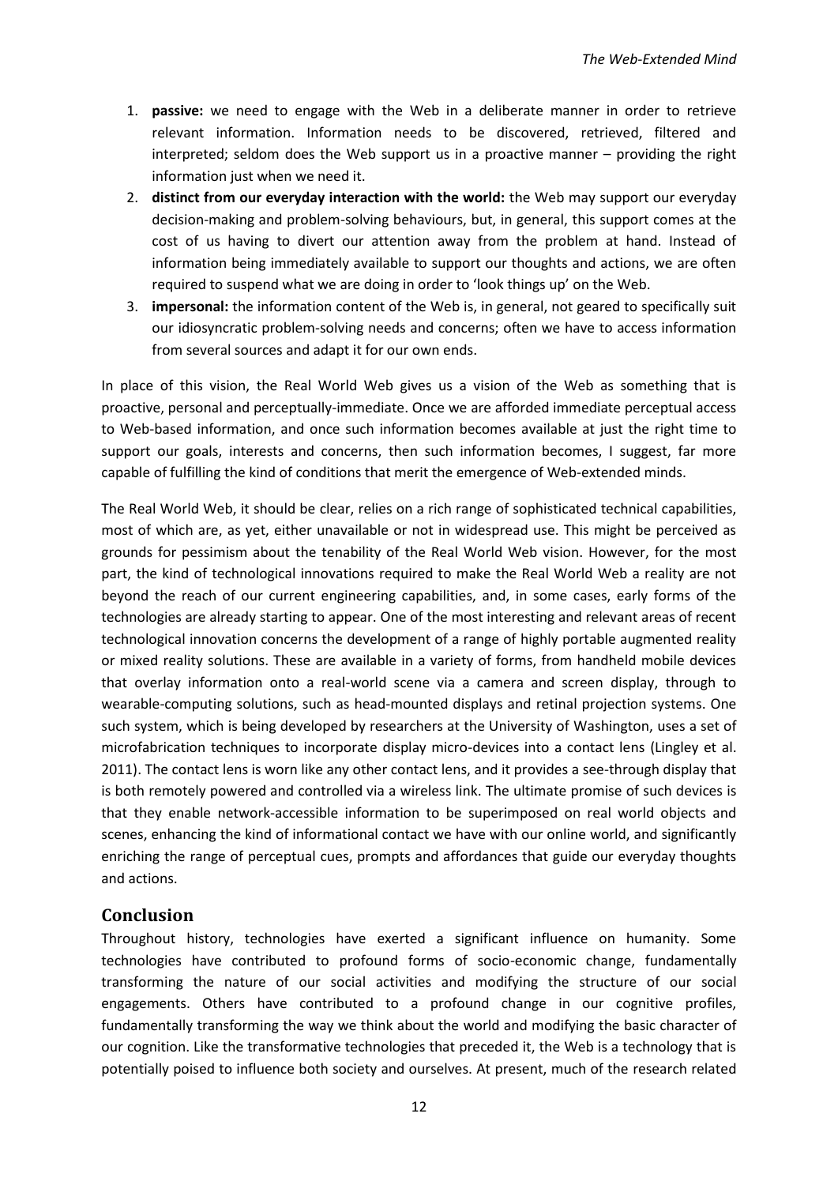1. **passive:** we need to engage with the Web in a deliberate manner in order to retrieve relevant information. Information needs to be discovered, retrieved, filtered and interpreted; seldom does the Web support us in a proactive manner – providing the right information just when we need it.
2. **distinct from our everyday interaction with the world:** the Web may support our everyday decision-making and problem-solving behaviours, but, in general, this support comes at the cost of us having to divert our attention away from the problem at hand. Instead of information being immediately available to support our thoughts and actions, we are often required to suspend what we are doing in order to 'look things up' on the Web.
3. **impersonal:** the information content of the Web is, in general, not geared to specifically suit our idiosyncratic problem-solving needs and concerns; often we have to access information from several sources and adapt it for our own ends.

In place of this vision, the Real World Web gives us a vision of the Web as something that is proactive, personal and perceptually-immediate. Once we are afforded immediate perceptual access to Web-based information, and once such information becomes available at just the right time to support our goals, interests and concerns, then such information becomes, I suggest, far more capable of fulfilling the kind of conditions that merit the emergence of Web-extended minds.

The Real World Web, it should be clear, relies on a rich range of sophisticated technical capabilities, most of which are, as yet, either unavailable or not in widespread use. This might be perceived as grounds for pessimism about the tenability of the Real World Web vision. However, for the most part, the kind of technological innovations required to make the Real World Web a reality are not beyond the reach of our current engineering capabilities, and, in some cases, early forms of the technologies are already starting to appear. One of the most interesting and relevant areas of recent technological innovation concerns the development of a range of highly portable augmented reality or mixed reality solutions. These are available in a variety of forms, from handheld mobile devices that overlay information onto a real-world scene via a camera and screen display, through to wearable-computing solutions, such as head-mounted displays and retinal projection systems. One such system, which is being developed by researchers at the University of Washington, uses a set of microfabrication techniques to incorporate display micro-devices into a contact lens (Lingley et al. 2011). The contact lens is worn like any other contact lens, and it provides a see-through display that is both remotely powered and controlled via a wireless link. The ultimate promise of such devices is that they enable network-accessible information to be superimposed on real world objects and scenes, enhancing the kind of informational contact we have with our online world, and significantly enriching the range of perceptual cues, prompts and affordances that guide our everyday thoughts and actions.

## Conclusion

Throughout history, technologies have exerted a significant influence on humanity. Some technologies have contributed to profound forms of socio-economic change, fundamentally transforming the nature of our social activities and modifying the structure of our social engagements. Others have contributed to a profound change in our cognitive profiles, fundamentally transforming the way we think about the world and modifying the basic character of our cognition. Like the transformative technologies that preceded it, the Web is a technology that is potentially poised to influence both society and ourselves. At present, much of the research related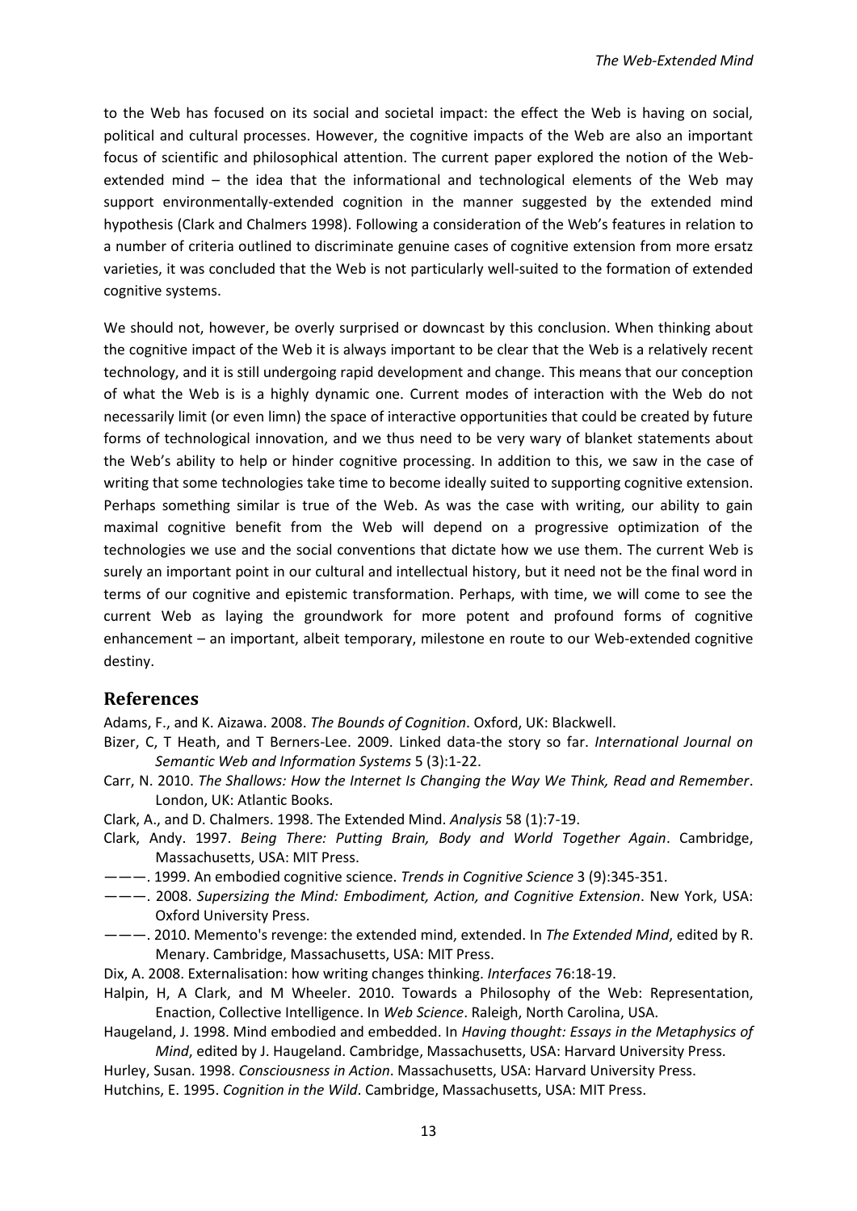to the Web has focused on its social and societal impact: the effect the Web is having on social, political and cultural processes. However, the cognitive impacts of the Web are also an important focus of scientific and philosophical attention. The current paper explored the notion of the Web-extended mind – the idea that the informational and technological elements of the Web may support environmentally-extended cognition in the manner suggested by the extended mind hypothesis (Clark and Chalmers 1998). Following a consideration of the Web's features in relation to a number of criteria outlined to discriminate genuine cases of cognitive extension from more ersatz varieties, it was concluded that the Web is not particularly well-suited to the formation of extended cognitive systems.

We should not, however, be overly surprised or downcast by this conclusion. When thinking about the cognitive impact of the Web it is always important to be clear that the Web is a relatively recent technology, and it is still undergoing rapid development and change. This means that our conception of what the Web is is a highly dynamic one. Current modes of interaction with the Web do not necessarily limit (or even limn) the space of interactive opportunities that could be created by future forms of technological innovation, and we thus need to be very wary of blanket statements about the Web's ability to help or hinder cognitive processing. In addition to this, we saw in the case of writing that some technologies take time to become ideally suited to supporting cognitive extension. Perhaps something similar is true of the Web. As was the case with writing, our ability to gain maximal cognitive benefit from the Web will depend on a progressive optimization of the technologies we use and the social conventions that dictate how we use them. The current Web is surely an important point in our cultural and intellectual history, but it need not be the final word in terms of our cognitive and epistemic transformation. Perhaps, with time, we will come to see the current Web as laying the groundwork for more potent and profound forms of cognitive enhancement – an important, albeit temporary, milestone en route to our Web-extended cognitive destiny.

## References

Adams, F., and K. Aizawa. 2008. *The Bounds of Cognition*. Oxford, UK: Blackwell.

Bizer, C, T Heath, and T Berners-Lee. 2009. Linked data-the story so far. *International Journal on Semantic Web and Information Systems* 5 (3):1-22.

Carr, N. 2010. *The Shallows: How the Internet Is Changing the Way We Think, Read and Remember*. London, UK: Atlantic Books.

Clark, A., and D. Chalmers. 1998. The Extended Mind. *Analysis* 58 (1):7-19.

Clark, Andy. 1997. *Being There: Putting Brain, Body and World Together Again*. Cambridge, Massachusetts, USA: MIT Press.

———. 1999. An embodied cognitive science. *Trends in Cognitive Science* 3 (9):345-351.

———. 2008. *Supersizing the Mind: Embodiment, Action, and Cognitive Extension*. New York, USA: Oxford University Press.

———. 2010. Memento's revenge: the extended mind, extended. In *The Extended Mind*, edited by R. Menary. Cambridge, Massachusetts, USA: MIT Press.

Dix, A. 2008. Externalisation: how writing changes thinking. *Interfaces* 76:18-19.

Halpin, H, A Clark, and M Wheeler. 2010. Towards a Philosophy of the Web: Representation, Enaction, Collective Intelligence. In *Web Science*. Raleigh, North Carolina, USA.

Haugeland, J. 1998. Mind embodied and embedded. In *Having thought: Essays in the Metaphysics of Mind*, edited by J. Haugeland. Cambridge, Massachusetts, USA: Harvard University Press.

Hurley, Susan. 1998. *Consciousness in Action*. Massachusetts, USA: Harvard University Press.

Hutchins, E. 1995. *Cognition in the Wild*. Cambridge, Massachusetts, USA: MIT Press.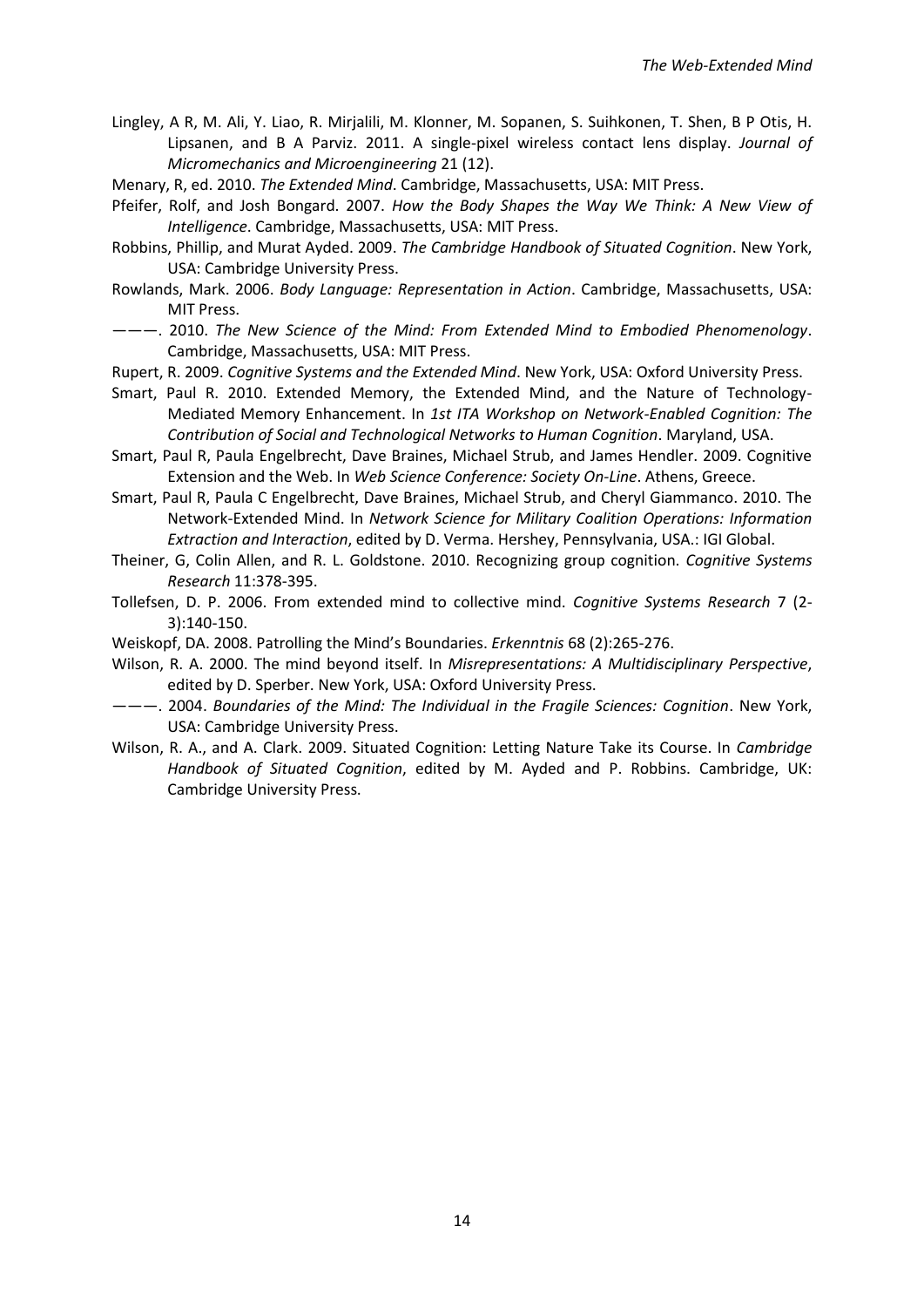Lingley, A R, M. Ali, Y. Liao, R. Mirjalili, M. Klonner, M. Sopanen, S. Suihkonen, T. Shen, B P Otis, H. Lipsanen, and B A Parviz. 2011. A single-pixel wireless contact lens display. *Journal of Micromechanics and Microengineering* 21 (12).

Menary, R, ed. 2010. *The Extended Mind*. Cambridge, Massachusetts, USA: MIT Press.

Pfeifer, Rolf, and Josh Bongard. 2007. *How the Body Shapes the Way We Think: A New View of Intelligence*. Cambridge, Massachusetts, USA: MIT Press.

Robbins, Phillip, and Murat Ayded. 2009. *The Cambridge Handbook of Situated Cognition*. New York, USA: Cambridge University Press.

Rowlands, Mark. 2006. *Body Language: Representation in Action*. Cambridge, Massachusetts, USA: MIT Press.

———. 2010. *The New Science of the Mind: From Extended Mind to Embodied Phenomenology*. Cambridge, Massachusetts, USA: MIT Press.

Rupert, R. 2009. *Cognitive Systems and the Extended Mind*. New York, USA: Oxford University Press.

Smart, Paul R. 2010. Extended Memory, the Extended Mind, and the Nature of Technology-Mediated Memory Enhancement. In *1st ITA Workshop on Network-Enabled Cognition: The Contribution of Social and Technological Networks to Human Cognition*. Maryland, USA.

Smart, Paul R, Paula Engelbrecht, Dave Braines, Michael Strub, and James Hendler. 2009. Cognitive Extension and the Web. In *Web Science Conference: Society On-Line*. Athens, Greece.

Smart, Paul R, Paula C Engelbrecht, Dave Braines, Michael Strub, and Cheryl Giammanco. 2010. The Network-Extended Mind. In *Network Science for Military Coalition Operations: Information Extraction and Interaction*, edited by D. Verma. Hershey, Pennsylvania, USA.: IGI Global.

Theiner, G, Colin Allen, and R. L. Goldstone. 2010. Recognizing group cognition. *Cognitive Systems Research* 11:378-395.

Tollefsen, D. P. 2006. From extended mind to collective mind. *Cognitive Systems Research* 7 (2-3):140-150.

Weiskopf, DA. 2008. Patrolling the Mind's Boundaries. *Erkenntnis* 68 (2):265-276.

Wilson, R. A. 2000. The mind beyond itself. In *Misrepresentations: A Multidisciplinary Perspective*, edited by D. Sperber. New York, USA: Oxford University Press.

———. 2004. *Boundaries of the Mind: The Individual in the Fragile Sciences: Cognition*. New York, USA: Cambridge University Press.

Wilson, R. A., and A. Clark. 2009. Situated Cognition: Letting Nature Take its Course. In *Cambridge Handbook of Situated Cognition*, edited by M. Ayded and P. Robbins. Cambridge, UK: Cambridge University Press.